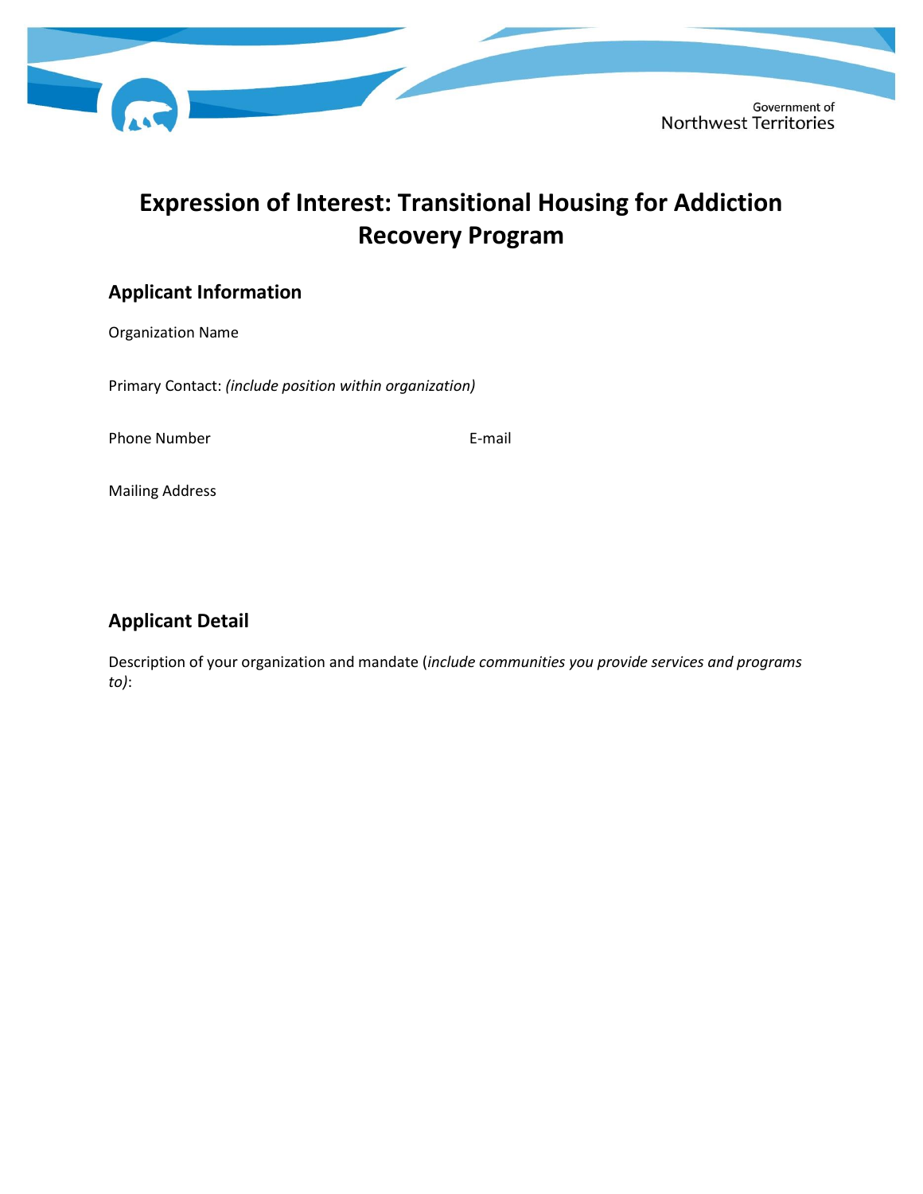Government of
Northwest Territories

# Expression of Interest: Transitional Housing for Addiction Recovery Program

## Applicant Information

Organization Name

Primary Contact: *(include position within organization)*

Phone Number

E-mail

Mailing Address

## Applicant Detail

Description of your organization and mandate (*include communities you provide services and programs to)*: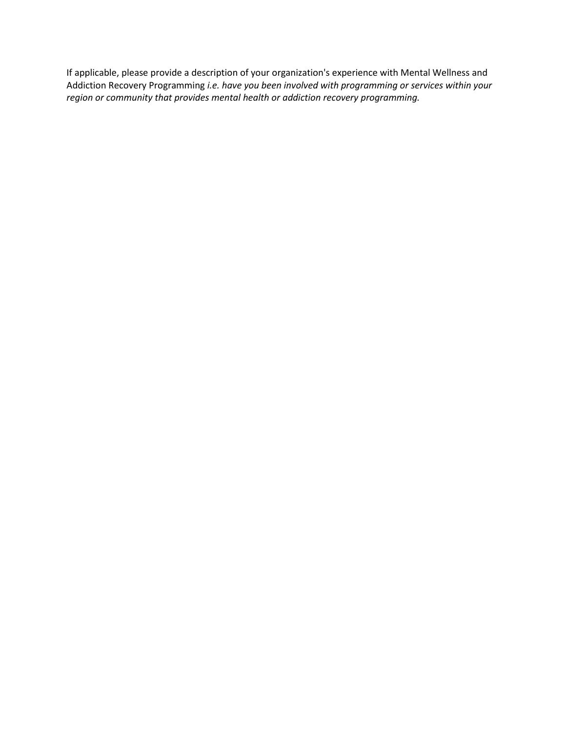If applicable, please provide a description of your organization's experience with Mental Wellness and Addiction Recovery Programming *i.e. have you been involved with programming or services within your region or community that provides mental health or addiction recovery programming.*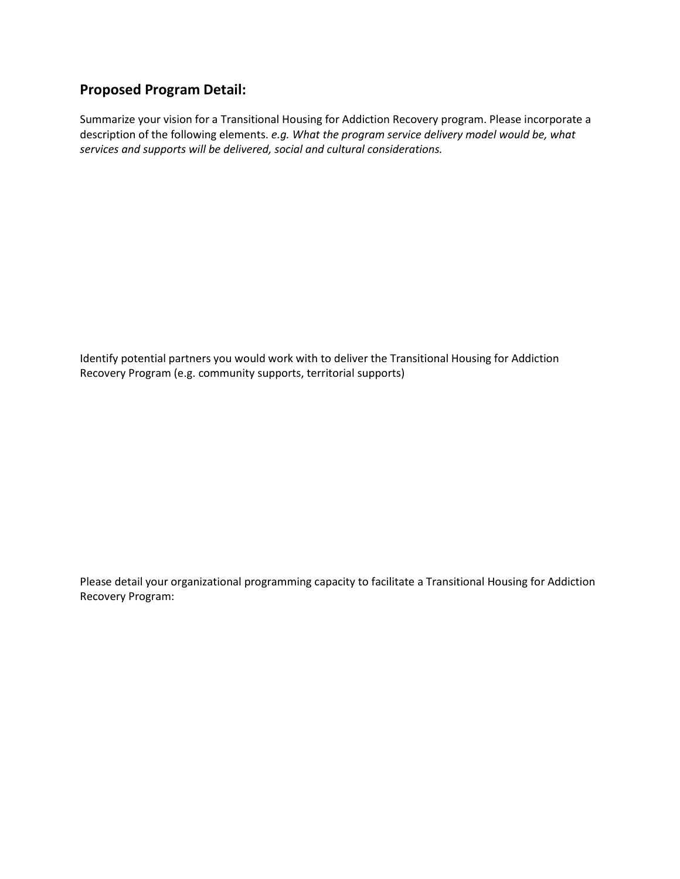## Proposed Program Detail:

Summarize your vision for a Transitional Housing for Addiction Recovery program. Please incorporate a description of the following elements. *e.g. What the program service delivery model would be, what services and supports will be delivered, social and cultural considerations.*

Identify potential partners you would work with to deliver the Transitional Housing for Addiction Recovery Program (e.g. community supports, territorial supports)

Please detail your organizational programming capacity to facilitate a Transitional Housing for Addiction Recovery Program: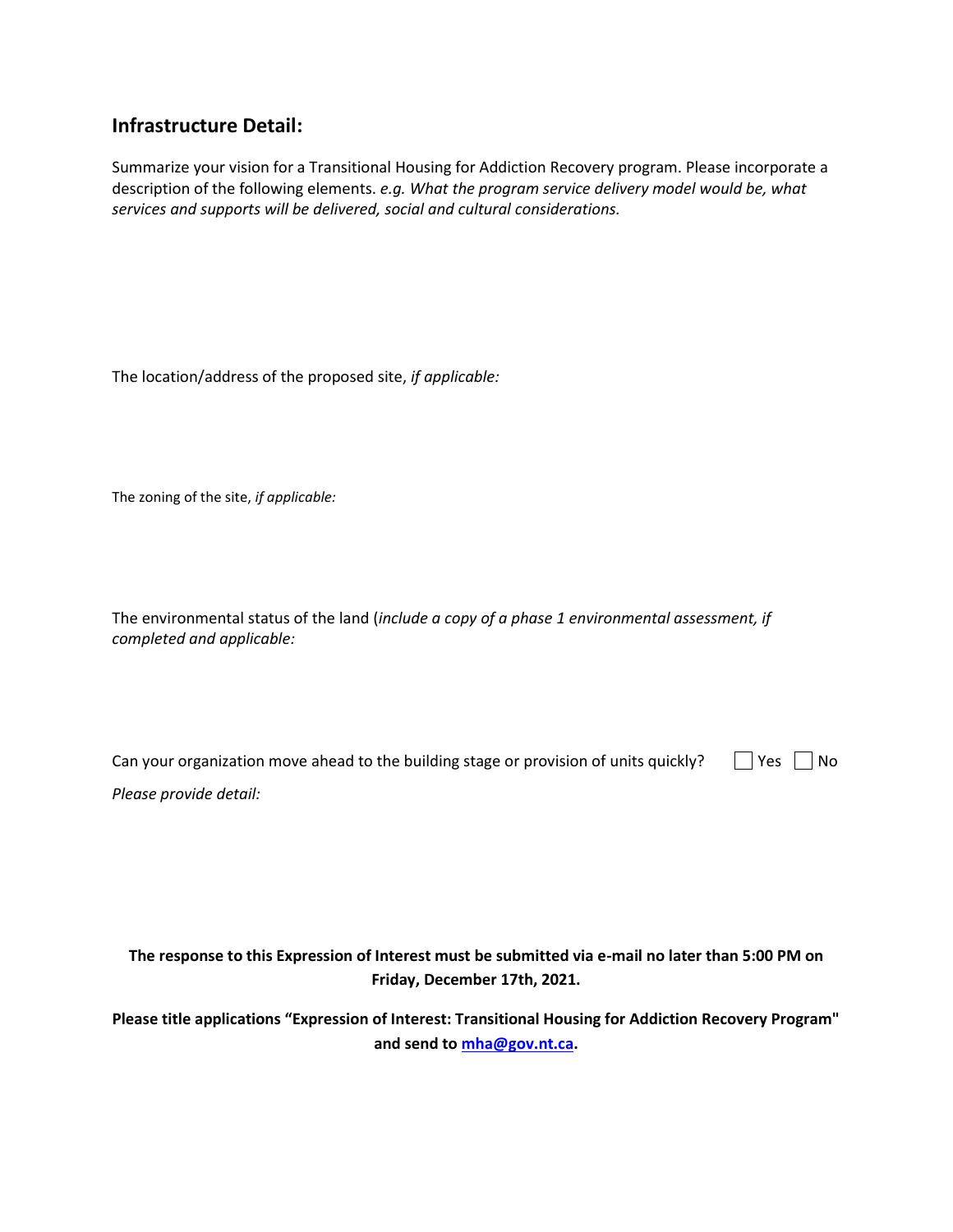## Infrastructure Detail:

Summarize your vision for a Transitional Housing for Addiction Recovery program. Please incorporate a description of the following elements. *e.g. What the program service delivery model would be, what services and supports will be delivered, social and cultural considerations.*

The location/address of the proposed site, *if applicable:*

The zoning of the site, *if applicable:*

The environmental status of the land (*include a copy of a phase 1 environmental assessment, if completed and applicable:*

Can your organization move ahead to the building stage or provision of units quickly? ☐ Yes ☐ No

*Please provide detail:*

**The response to this Expression of Interest must be submitted via e-mail no later than 5:00 PM on Friday, December 17th, 2021.**

**Please title applications "Expression of Interest: Transitional Housing for Addiction Recovery Program" and send to [mha@gov.nt.ca](mailto:mha@gov.nt.ca).**